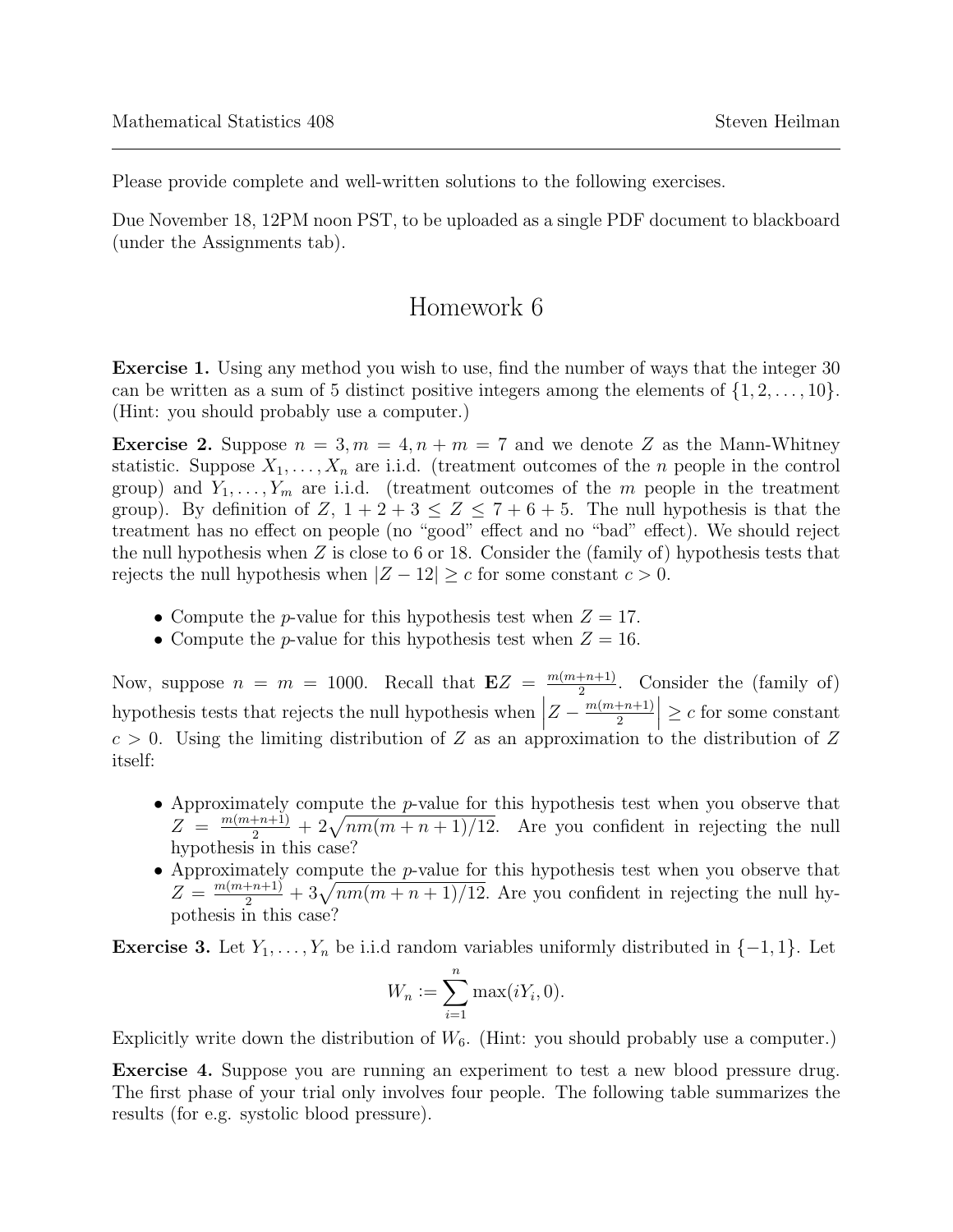Please provide complete and well-written solutions to the following exercises.

Due November 18, 12PM noon PST, to be uploaded as a single PDF document to blackboard (under the Assignments tab).

# Homework 6

**Exercise 1.** Using any method you wish to use, find the number of ways that the integer 30 can be written as a sum of 5 distinct positive integers among the elements of $\{1, 2, \ldots, 10\}$. (Hint: you should probably use a computer.)

**Exercise 2.** Suppose $n = 3, m = 4, n + m = 7$ and we denote $Z$ as the Mann-Whitney statistic. Suppose $X_1, \ldots, X_n$ are i.i.d. (treatment outcomes of the $n$ people in the control group) and $Y_1, \ldots, Y_m$ are i.i.d. (treatment outcomes of the $m$ people in the treatment group). By definition of $Z$, $1 + 2 + 3 \leq Z \leq 7 + 6 + 5$. The null hypothesis is that the treatment has no effect on people (no "good" effect and no "bad" effect). We should reject the null hypothesis when $Z$ is close to 6 or 18. Consider the (family of) hypothesis tests that rejects the null hypothesis when $|Z - 12| \geq c$ for some constant $c > 0$.

- Compute the $p$-value for this hypothesis test when $Z = 17$.
- Compute the $p$-value for this hypothesis test when $Z = 16$.

Now, suppose $n = m = 1000$. Recall that $\mathbf{E}Z = \frac{m(m+n+1)}{2}$. Consider the (family of) hypothesis tests that rejects the null hypothesis when $\left|Z - \frac{m(m+n+1)}{2}\right| \geq c$ for some constant $c > 0$. Using the limiting distribution of $Z$ as an approximation to the distribution of $Z$ itself:

- Approximately compute the $p$-value for this hypothesis test when you observe that $Z = \frac{m(m+n+1)}{2} + 2\sqrt{nm(m+n+1)/12}$. Are you confident in rejecting the null hypothesis in this case?
- Approximately compute the $p$-value for this hypothesis test when you observe that $Z = \frac{m(m+n+1)}{2} + 3\sqrt{nm(m+n+1)/12}$. Are you confident in rejecting the null hypothesis in this case?

**Exercise 3.** Let $Y_1, \ldots, Y_n$ be i.i.d random variables uniformly distributed in $\{-1, 1\}$. Let

$$W_n := \sum_{i=1}^{n} \max(iY_i, 0).$$

Explicitly write down the distribution of $W_6$. (Hint: you should probably use a computer.)

**Exercise 4.** Suppose you are running an experiment to test a new blood pressure drug. The first phase of your trial only involves four people. The following table summarizes the results (for e.g. systolic blood pressure).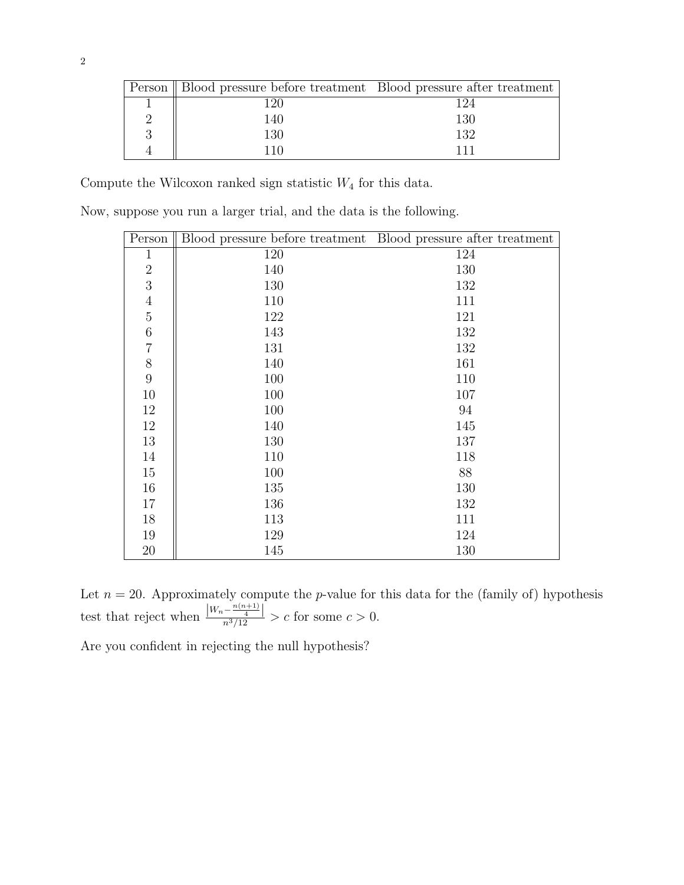| Person | Blood pressure before treatment | Blood pressure after treatment |
|---|---|---|
| 1 | 120 | 124 |
| 2 | 140 | 130 |
| 3 | 130 | 132 |
| 4 | 110 | 111 |

Compute the Wilcoxon ranked sign statistic $W_4$ for this data.

Now, suppose you run a larger trial, and the data is the following.

| Person | Blood pressure before treatment | Blood pressure after treatment |
|---|---|---|
| 1 | 120 | 124 |
| 2 | 140 | 130 |
| 3 | 130 | 132 |
| 4 | 110 | 111 |
| 5 | 122 | 121 |
| 6 | 143 | 132 |
| 7 | 131 | 132 |
| 8 | 140 | 161 |
| 9 | 100 | 110 |
| 10 | 100 | 107 |
| 12 | 100 | 94 |
| 12 | 140 | 145 |
| 13 | 130 | 137 |
| 14 | 110 | 118 |
| 15 | 100 | 88 |
| 16 | 135 | 130 |
| 17 | 136 | 132 |
| 18 | 113 | 111 |
| 19 | 129 | 124 |
| 20 | 145 | 130 |

Let $n = 20$. Approximately compute the $p$-value for this data for the (family of) hypothesis test that reject when $\frac{\left|W_n - \frac{n(n+1)}{4}\right|}{n^3/12} > c$ for some $c > 0$.

Are you confident in rejecting the null hypothesis?